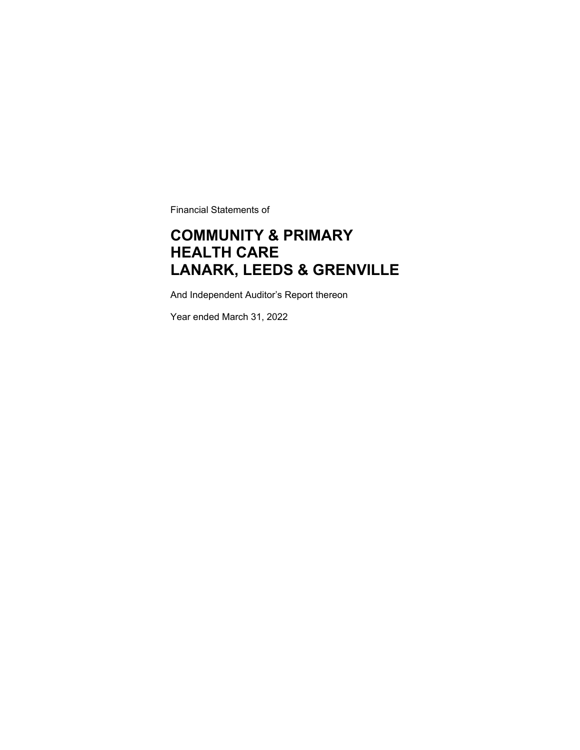Financial Statements of

# COMMUNITY & PRIMARY HEALTH CARE LANARK, LEEDS & GRENVILLE

And Independent Auditor's Report thereon

Year ended March 31, 2022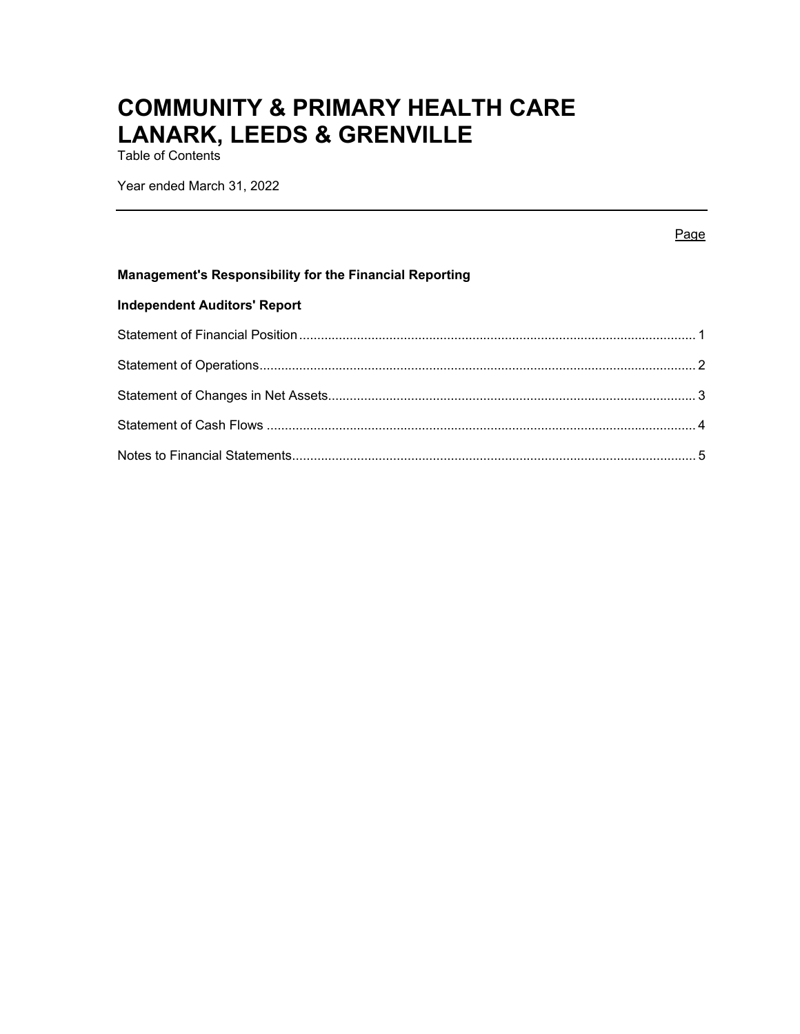# COMMUNITY & PRIMARY HEALTH CARE LANARK, LEEDS & GRENVILLE

Table of Contents

Year ended March 31, 2022

| | Page |
|---|---|
| **Management's Responsibility for the Financial Reporting** | |
| **Independent Auditors' Report** | |
| Statement of Financial Position | 1 |
| Statement of Operations | 2 |
| Statement of Changes in Net Assets | 3 |
| Statement of Cash Flows | 4 |
| Notes to Financial Statements | 5 |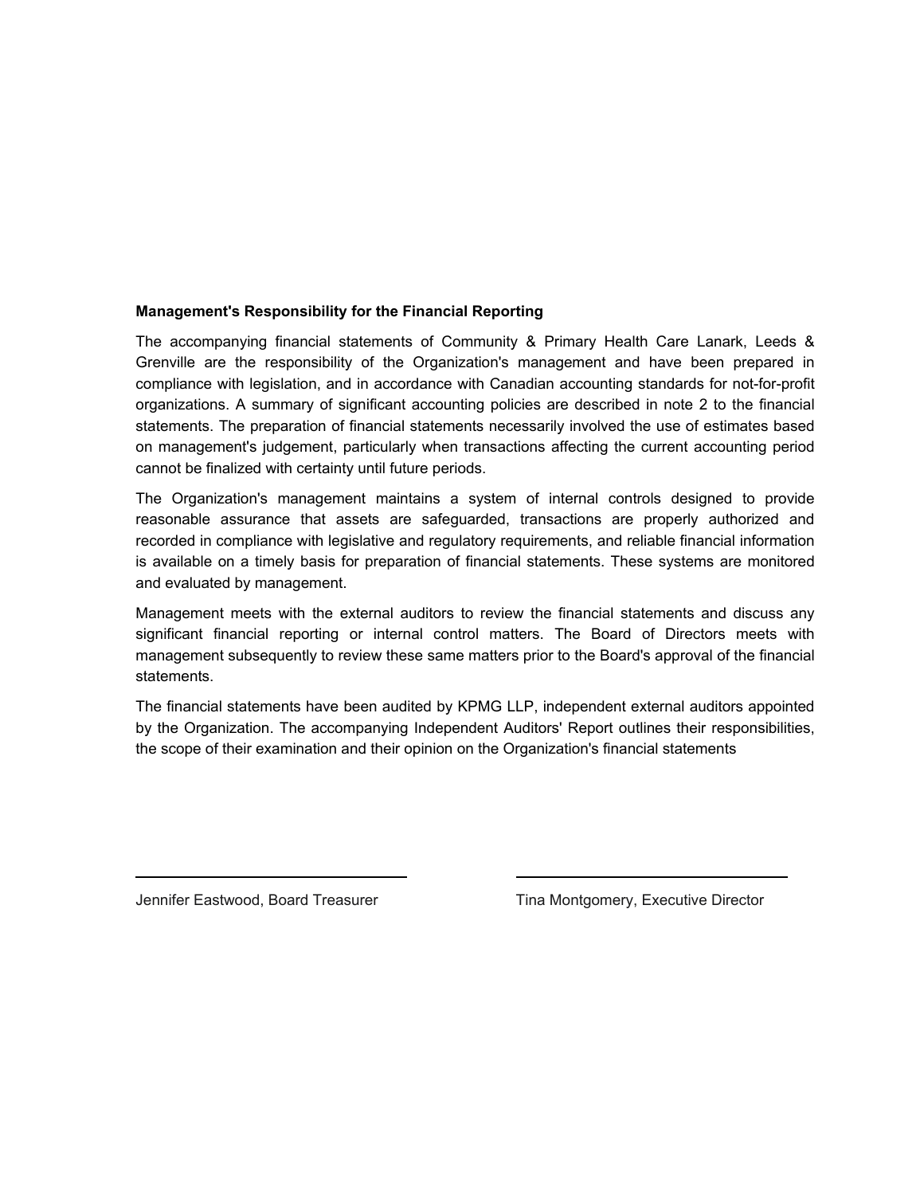**Management's Responsibility for the Financial Reporting**

The accompanying financial statements of Community & Primary Health Care Lanark, Leeds & Grenville are the responsibility of the Organization's management and have been prepared in compliance with legislation, and in accordance with Canadian accounting standards for not-for-profit organizations. A summary of significant accounting policies are described in note 2 to the financial statements. The preparation of financial statements necessarily involved the use of estimates based on management's judgement, particularly when transactions affecting the current accounting period cannot be finalized with certainty until future periods.

The Organization's management maintains a system of internal controls designed to provide reasonable assurance that assets are safeguarded, transactions are properly authorized and recorded in compliance with legislative and regulatory requirements, and reliable financial information is available on a timely basis for preparation of financial statements. These systems are monitored and evaluated by management.

Management meets with the external auditors to review the financial statements and discuss any significant financial reporting or internal control matters. The Board of Directors meets with management subsequently to review these same matters prior to the Board's approval of the financial statements.

The financial statements have been audited by KPMG LLP, independent external auditors appointed by the Organization. The accompanying Independent Auditors' Report outlines their responsibilities, the scope of their examination and their opinion on the Organization's financial statements

Jennifer Eastwood, Board Treasurer

Tina Montgomery, Executive Director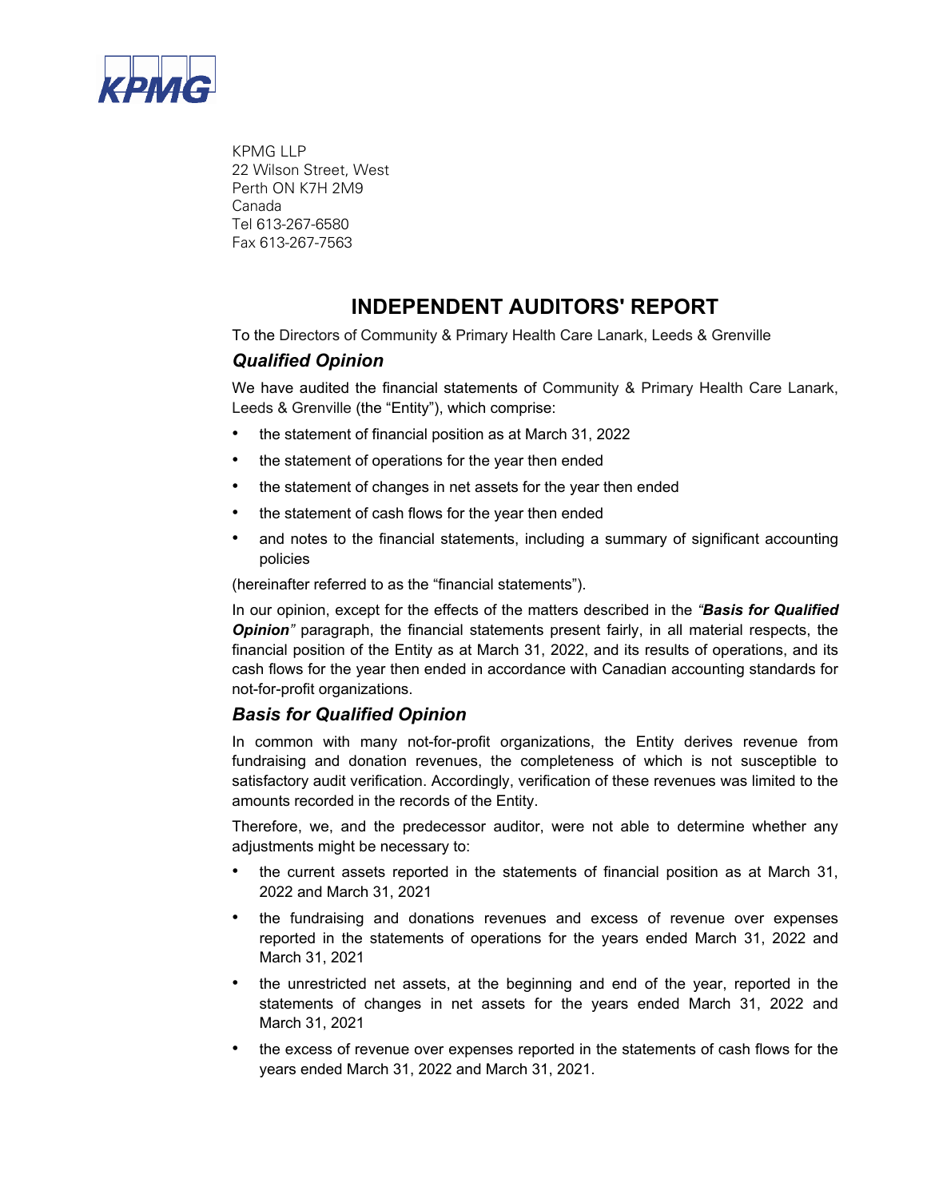KPMG

KPMG LLP
22 Wilson Street, West
Perth ON K7H 2M9
Canada
Tel 613-267-6580
Fax 613-267-7563

# INDEPENDENT AUDITORS' REPORT

To the Directors of Community & Primary Health Care Lanark, Leeds & Grenville

## *Qualified Opinion*

We have audited the financial statements of Community & Primary Health Care Lanark, Leeds & Grenville (the "Entity"), which comprise:

- the statement of financial position as at March 31, 2022
- the statement of operations for the year then ended
- the statement of changes in net assets for the year then ended
- the statement of cash flows for the year then ended
- and notes to the financial statements, including a summary of significant accounting policies

(hereinafter referred to as the "financial statements").

In our opinion, except for the effects of the matters described in the *"**Basis for Qualified Opinion**"* paragraph, the financial statements present fairly, in all material respects, the financial position of the Entity as at March 31, 2022, and its results of operations, and its cash flows for the year then ended in accordance with Canadian accounting standards for not-for-profit organizations.

## *Basis for Qualified Opinion*

In common with many not-for-profit organizations, the Entity derives revenue from fundraising and donation revenues, the completeness of which is not susceptible to satisfactory audit verification. Accordingly, verification of these revenues was limited to the amounts recorded in the records of the Entity.

Therefore, we, and the predecessor auditor, were not able to determine whether any adjustments might be necessary to:

- the current assets reported in the statements of financial position as at March 31, 2022 and March 31, 2021
- the fundraising and donations revenues and excess of revenue over expenses reported in the statements of operations for the years ended March 31, 2022 and March 31, 2021
- the unrestricted net assets, at the beginning and end of the year, reported in the statements of changes in net assets for the years ended March 31, 2022 and March 31, 2021
- the excess of revenue over expenses reported in the statements of cash flows for the years ended March 31, 2022 and March 31, 2021.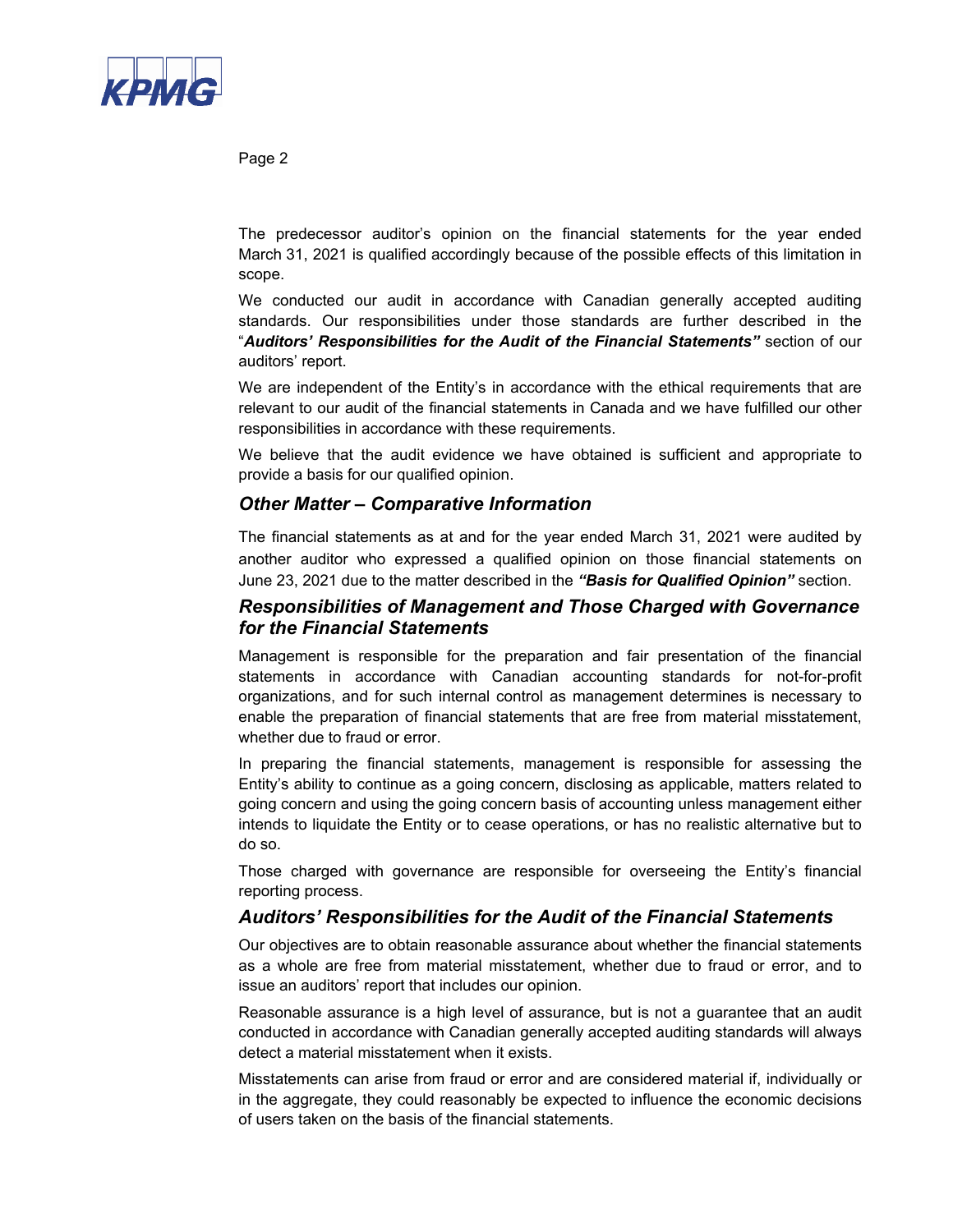The predecessor auditor's opinion on the financial statements for the year ended March 31, 2021 is qualified accordingly because of the possible effects of this limitation in scope.

We conducted our audit in accordance with Canadian generally accepted auditing standards. Our responsibilities under those standards are further described in the "***Auditors' Responsibilities for the Audit of the Financial Statements"*** section of our auditors' report.

We are independent of the Entity's in accordance with the ethical requirements that are relevant to our audit of the financial statements in Canada and we have fulfilled our other responsibilities in accordance with these requirements.

We believe that the audit evidence we have obtained is sufficient and appropriate to provide a basis for our qualified opinion.

### *Other Matter – Comparative Information*

The financial statements as at and for the year ended March 31, 2021 were audited by another auditor who expressed a qualified opinion on those financial statements on June 23, 2021 due to the matter described in the ***"Basis for Qualified Opinion"*** section.

### *Responsibilities of Management and Those Charged with Governance for the Financial Statements*

Management is responsible for the preparation and fair presentation of the financial statements in accordance with Canadian accounting standards for not-for-profit organizations, and for such internal control as management determines is necessary to enable the preparation of financial statements that are free from material misstatement, whether due to fraud or error.

In preparing the financial statements, management is responsible for assessing the Entity's ability to continue as a going concern, disclosing as applicable, matters related to going concern and using the going concern basis of accounting unless management either intends to liquidate the Entity or to cease operations, or has no realistic alternative but to do so.

Those charged with governance are responsible for overseeing the Entity's financial reporting process.

### *Auditors' Responsibilities for the Audit of the Financial Statements*

Our objectives are to obtain reasonable assurance about whether the financial statements as a whole are free from material misstatement, whether due to fraud or error, and to issue an auditors' report that includes our opinion.

Reasonable assurance is a high level of assurance, but is not a guarantee that an audit conducted in accordance with Canadian generally accepted auditing standards will always detect a material misstatement when it exists.

Misstatements can arise from fraud or error and are considered material if, individually or in the aggregate, they could reasonably be expected to influence the economic decisions of users taken on the basis of the financial statements.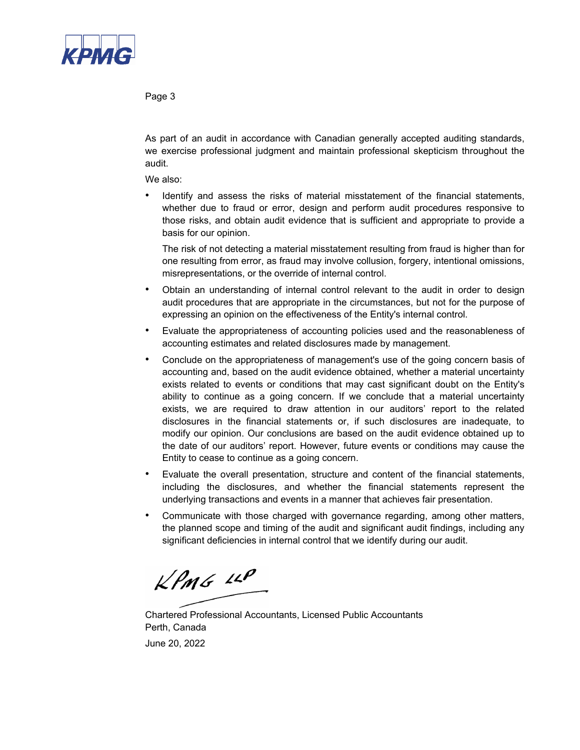As part of an audit in accordance with Canadian generally accepted auditing standards, we exercise professional judgment and maintain professional skepticism throughout the audit.

We also:

- Identify and assess the risks of material misstatement of the financial statements, whether due to fraud or error, design and perform audit procedures responsive to those risks, and obtain audit evidence that is sufficient and appropriate to provide a basis for our opinion.

  The risk of not detecting a material misstatement resulting from fraud is higher than for one resulting from error, as fraud may involve collusion, forgery, intentional omissions, misrepresentations, or the override of internal control.

- Obtain an understanding of internal control relevant to the audit in order to design audit procedures that are appropriate in the circumstances, but not for the purpose of expressing an opinion on the effectiveness of the Entity's internal control.

- Evaluate the appropriateness of accounting policies used and the reasonableness of accounting estimates and related disclosures made by management.

- Conclude on the appropriateness of management's use of the going concern basis of accounting and, based on the audit evidence obtained, whether a material uncertainty exists related to events or conditions that may cast significant doubt on the Entity's ability to continue as a going concern. If we conclude that a material uncertainty exists, we are required to draw attention in our auditors' report to the related disclosures in the financial statements or, if such disclosures are inadequate, to modify our opinion. Our conclusions are based on the audit evidence obtained up to the date of our auditors' report. However, future events or conditions may cause the Entity to cease to continue as a going concern.

- Evaluate the overall presentation, structure and content of the financial statements, including the disclosures, and whether the financial statements represent the underlying transactions and events in a manner that achieves fair presentation.

- Communicate with those charged with governance regarding, among other matters, the planned scope and timing of the audit and significant audit findings, including any significant deficiencies in internal control that we identify during our audit.

KPMG LLP

Chartered Professional Accountants, Licensed Public Accountants
Perth, Canada

June 20, 2022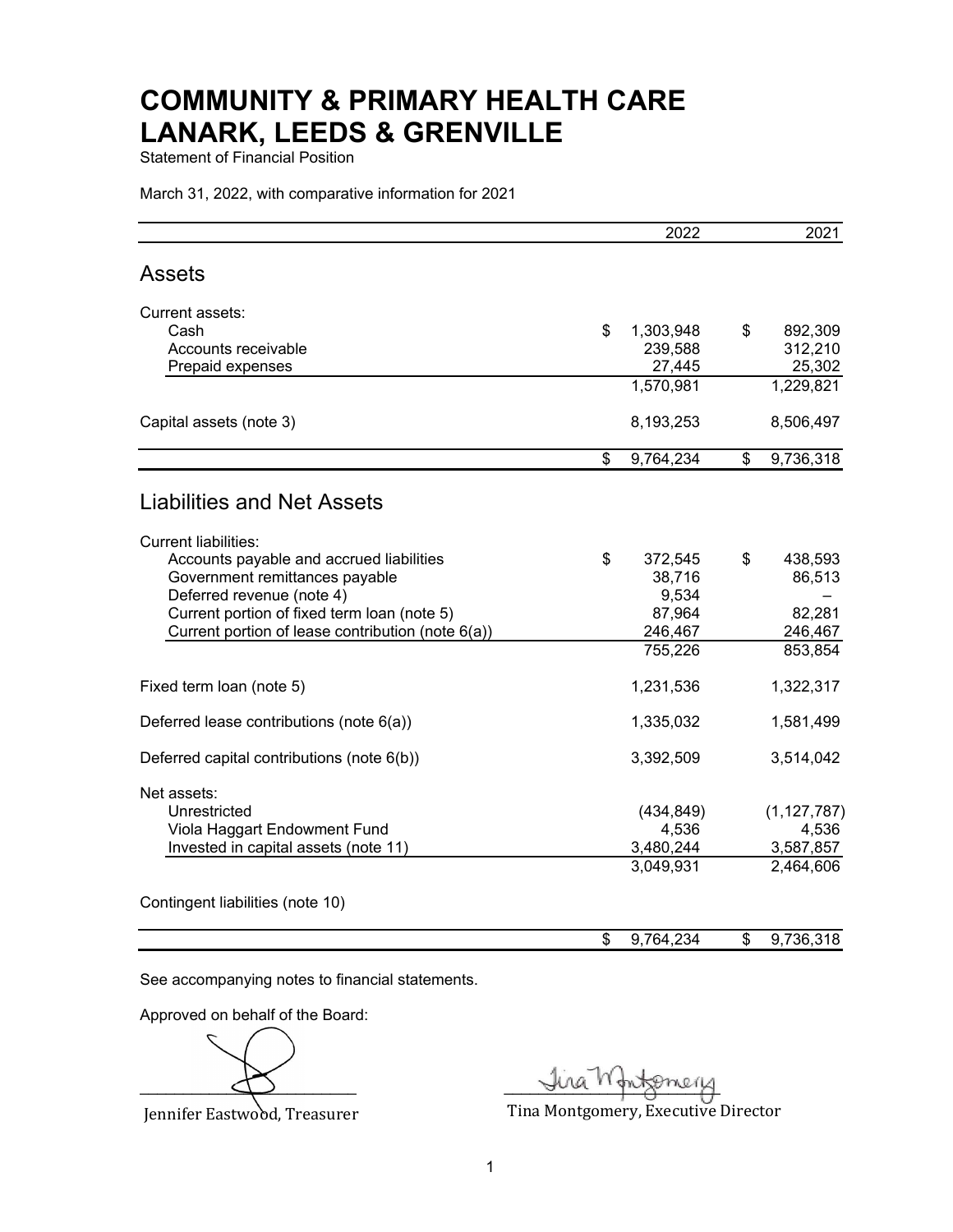# COMMUNITY & PRIMARY HEALTH CARE LANARK, LEEDS & GRENVILLE

Statement of Financial Position

March 31, 2022, with comparative information for 2021

| | 2022 | 2021 |
|---|---|---|
| **Assets** | | |
| Current assets: | | |
| Cash | $ 1,303,948 | $ 892,309 |
| Accounts receivable | 239,588 | 312,210 |
| Prepaid expenses | 27,445 | 25,302 |
| | 1,570,981 | 1,229,821 |
| Capital assets (note 3) | 8,193,253 | 8,506,497 |
| | $ 9,764,234 | $ 9,736,318 |
| **Liabilities and Net Assets** | | |
| Current liabilities: | | |
| Accounts payable and accrued liabilities | $ 372,545 | $ 438,593 |
| Government remittances payable | 38,716 | 86,513 |
| Deferred revenue (note 4) | 9,534 | – |
| Current portion of fixed term loan (note 5) | 87,964 | 82,281 |
| Current portion of lease contribution (note 6(a)) | 246,467 | 246,467 |
| | 755,226 | 853,854 |
| Fixed term loan (note 5) | 1,231,536 | 1,322,317 |
| Deferred lease contributions (note 6(a)) | 1,335,032 | 1,581,499 |
| Deferred capital contributions (note 6(b)) | 3,392,509 | 3,514,042 |
| Net assets: | | |
| Unrestricted | (434,849) | (1,127,787) |
| Viola Haggart Endowment Fund | 4,536 | 4,536 |
| Invested in capital assets (note 11) | 3,480,244 | 3,587,857 |
| | 3,049,931 | 2,464,606 |
| Contingent liabilities (note 10) | | |
| | $ 9,764,234 | $ 9,736,318 |

See accompanying notes to financial statements.

Approved on behalf of the Board:

Jennifer Eastwood, Treasurer

Tina Montgomery, Executive Director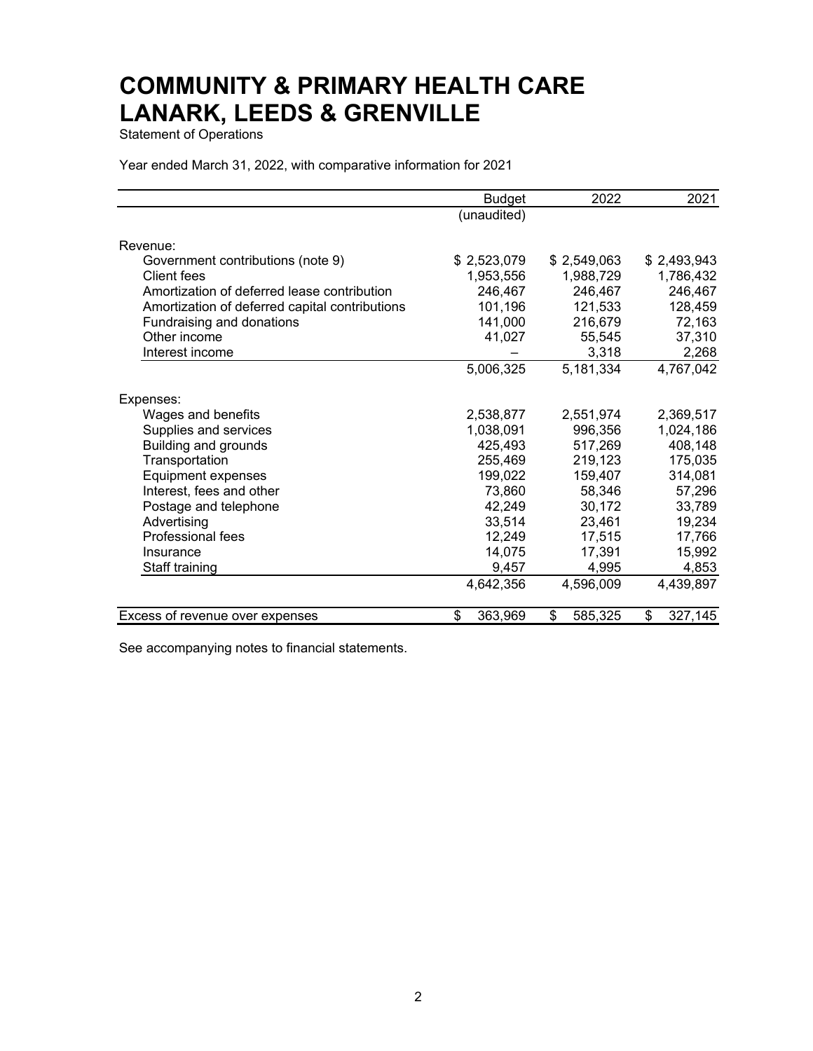# COMMUNITY & PRIMARY HEALTH CARE LANARK, LEEDS & GRENVILLE

Statement of Operations

Year ended March 31, 2022, with comparative information for 2021

| | Budget | 2022 | 2021 |
|---|---|---|---|
| | (unaudited) | | |
| Revenue: | | | |
| Government contributions (note 9) | $ 2,523,079 | $ 2,549,063 | $ 2,493,943 |
| Client fees | 1,953,556 | 1,988,729 | 1,786,432 |
| Amortization of deferred lease contribution | 246,467 | 246,467 | 246,467 |
| Amortization of deferred capital contributions | 101,196 | 121,533 | 128,459 |
| Fundraising and donations | 141,000 | 216,679 | 72,163 |
| Other income | 41,027 | 55,545 | 37,310 |
| Interest income | – | 3,318 | 2,268 |
| | 5,006,325 | 5,181,334 | 4,767,042 |
| Expenses: | | | |
| Wages and benefits | 2,538,877 | 2,551,974 | 2,369,517 |
| Supplies and services | 1,038,091 | 996,356 | 1,024,186 |
| Building and grounds | 425,493 | 517,269 | 408,148 |
| Transportation | 255,469 | 219,123 | 175,035 |
| Equipment expenses | 199,022 | 159,407 | 314,081 |
| Interest, fees and other | 73,860 | 58,346 | 57,296 |
| Postage and telephone | 42,249 | 30,172 | 33,789 |
| Advertising | 33,514 | 23,461 | 19,234 |
| Professional fees | 12,249 | 17,515 | 17,766 |
| Insurance | 14,075 | 17,391 | 15,992 |
| Staff training | 9,457 | 4,995 | 4,853 |
| | 4,642,356 | 4,596,009 | 4,439,897 |
| Excess of revenue over expenses | $ 363,969 | $ 585,325 | $ 327,145 |

See accompanying notes to financial statements.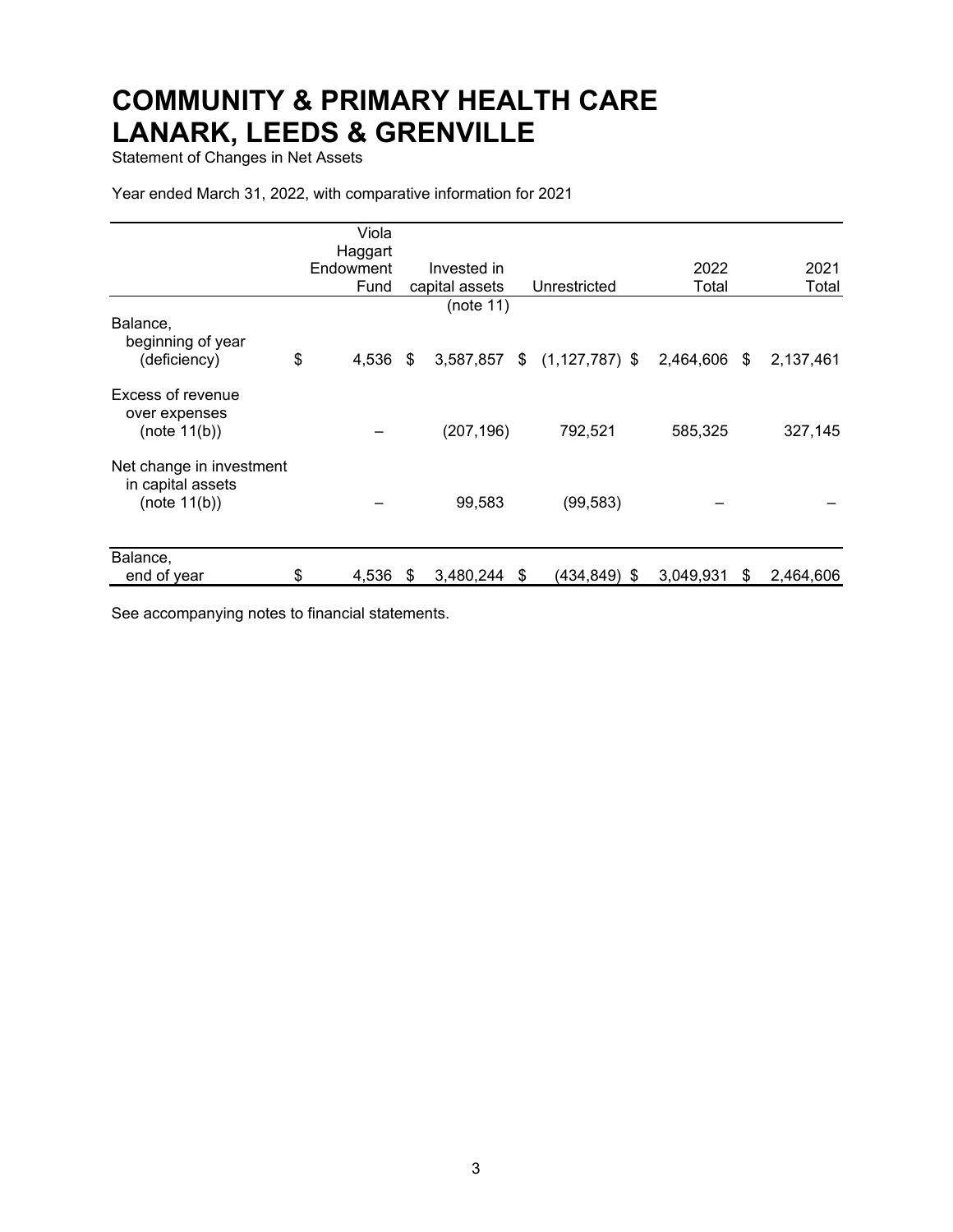# COMMUNITY & PRIMARY HEALTH CARE LANARK, LEEDS & GRENVILLE

Statement of Changes in Net Assets

Year ended March 31, 2022, with comparative information for 2021

| | Viola Haggart Endowment Fund | Invested in capital assets (note 11) | Unrestricted | 2022 Total | 2021 Total |
|---|---|---|---|---|---|
| Balance, beginning of year (deficiency) | $ 4,536 | $ 3,587,857 | $ (1,127,787) | $ 2,464,606 | $ 2,137,461 |
| Excess of revenue over expenses (note 11(b)) | – | (207,196) | 792,521 | 585,325 | 327,145 |
| Net change in investment in capital assets (note 11(b)) | – | 99,583 | (99,583) | – | – |
| Balance, end of year | $ 4,536 | $ 3,480,244 | $ (434,849) | $ 3,049,931 | $ 2,464,606 |

See accompanying notes to financial statements.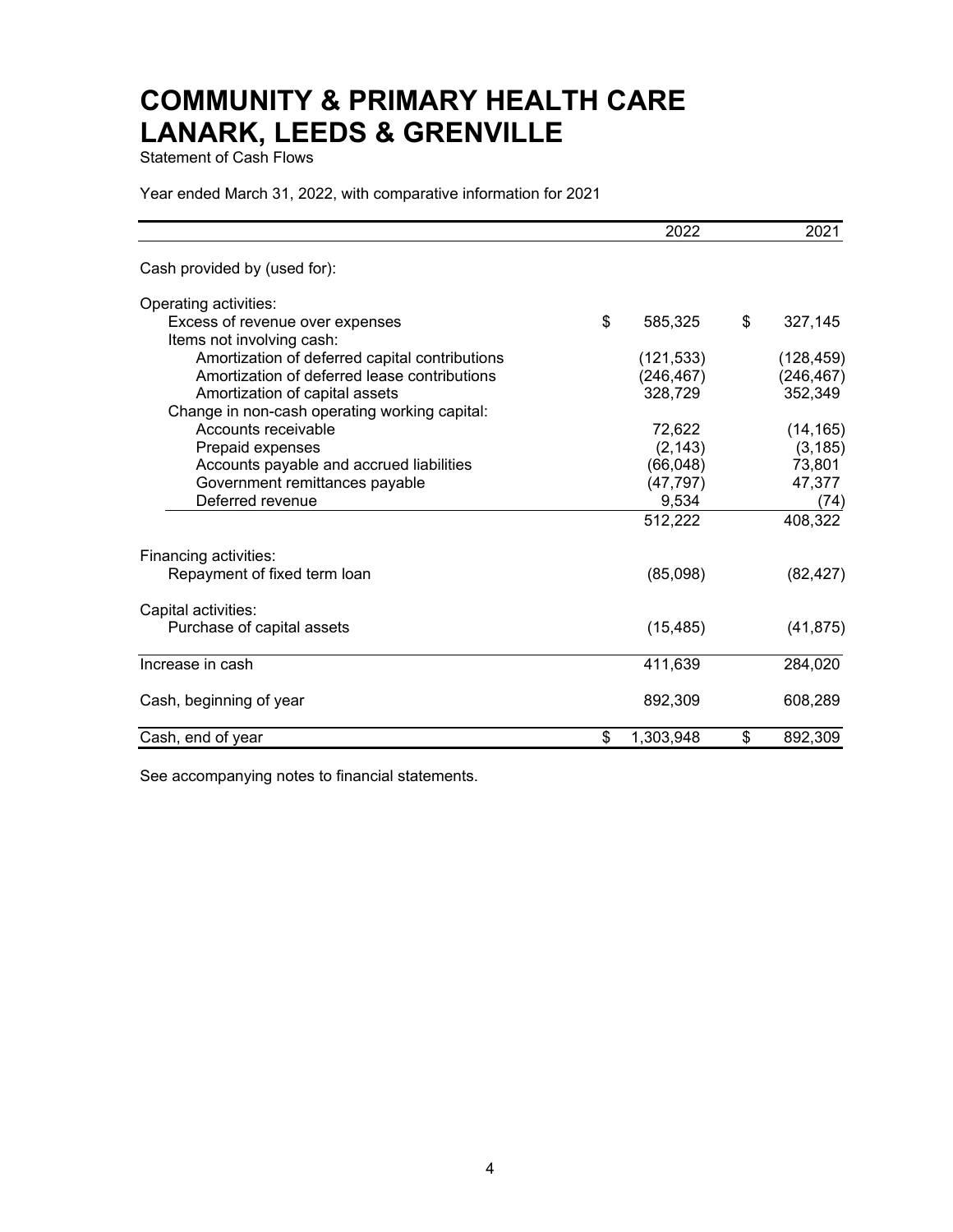# COMMUNITY & PRIMARY HEALTH CARE LANARK, LEEDS & GRENVILLE

Statement of Cash Flows

Year ended March 31, 2022, with comparative information for 2021

| | 2022 | 2021 |
|---|---|---|
| Cash provided by (used for): | | |
| Operating activities: | | |
| Excess of revenue over expenses | $ 585,325 | $ 327,145 |
| Items not involving cash: | | |
| Amortization of deferred capital contributions | (121,533) | (128,459) |
| Amortization of deferred lease contributions | (246,467) | (246,467) |
| Amortization of capital assets | 328,729 | 352,349 |
| Change in non-cash operating working capital: | | |
| Accounts receivable | 72,622 | (14,165) |
| Prepaid expenses | (2,143) | (3,185) |
| Accounts payable and accrued liabilities | (66,048) | 73,801 |
| Government remittances payable | (47,797) | 47,377 |
| Deferred revenue | 9,534 | (74) |
| | 512,222 | 408,322 |
| Financing activities: | | |
| Repayment of fixed term loan | (85,098) | (82,427) |
| Capital activities: | | |
| Purchase of capital assets | (15,485) | (41,875) |
| Increase in cash | 411,639 | 284,020 |
| Cash, beginning of year | 892,309 | 608,289 |
| Cash, end of year | $ 1,303,948 | $ 892,309 |

See accompanying notes to financial statements.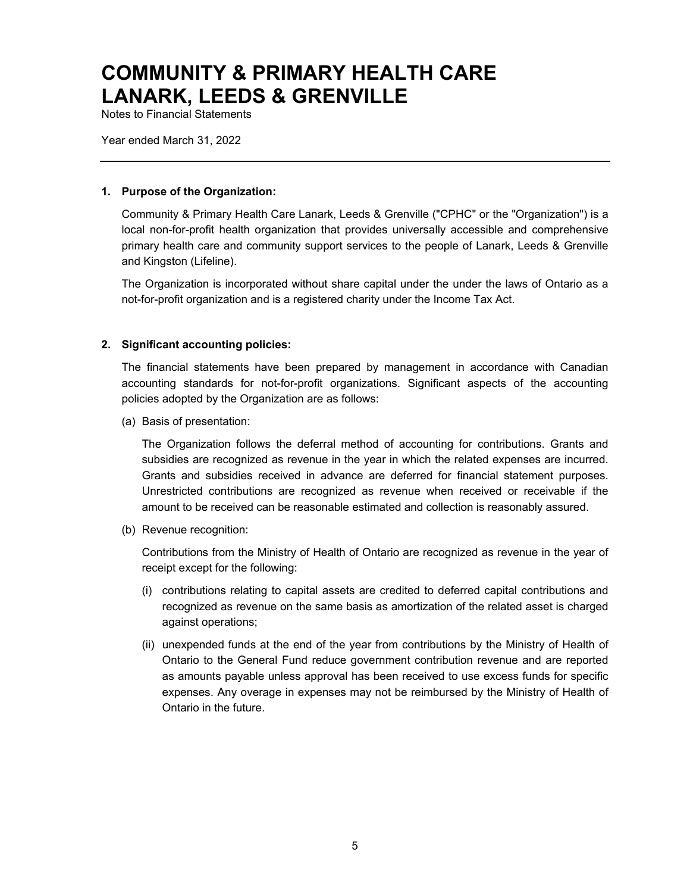# COMMUNITY & PRIMARY HEALTH CARE LANARK, LEEDS & GRENVILLE

Notes to Financial Statements

Year ended March 31, 2022

---

**1. Purpose of the Organization:**

Community & Primary Health Care Lanark, Leeds & Grenville ("CPHC" or the "Organization") is a local non-for-profit health organization that provides universally accessible and comprehensive primary health care and community support services to the people of Lanark, Leeds & Grenville and Kingston (Lifeline).

The Organization is incorporated without share capital under the under the laws of Ontario as a not-for-profit organization and is a registered charity under the Income Tax Act.

**2. Significant accounting policies:**

The financial statements have been prepared by management in accordance with Canadian accounting standards for not-for-profit organizations. Significant aspects of the accounting policies adopted by the Organization are as follows:

(a) Basis of presentation:

The Organization follows the deferral method of accounting for contributions. Grants and subsidies are recognized as revenue in the year in which the related expenses are incurred. Grants and subsidies received in advance are deferred for financial statement purposes. Unrestricted contributions are recognized as revenue when received or receivable if the amount to be received can be reasonable estimated and collection is reasonably assured.

(b) Revenue recognition:

Contributions from the Ministry of Health of Ontario are recognized as revenue in the year of receipt except for the following:

(i) contributions relating to capital assets are credited to deferred capital contributions and recognized as revenue on the same basis as amortization of the related asset is charged against operations;

(ii) unexpended funds at the end of the year from contributions by the Ministry of Health of Ontario to the General Fund reduce government contribution revenue and are reported as amounts payable unless approval has been received to use excess funds for specific expenses. Any overage in expenses may not be reimbursed by the Ministry of Health of Ontario in the future.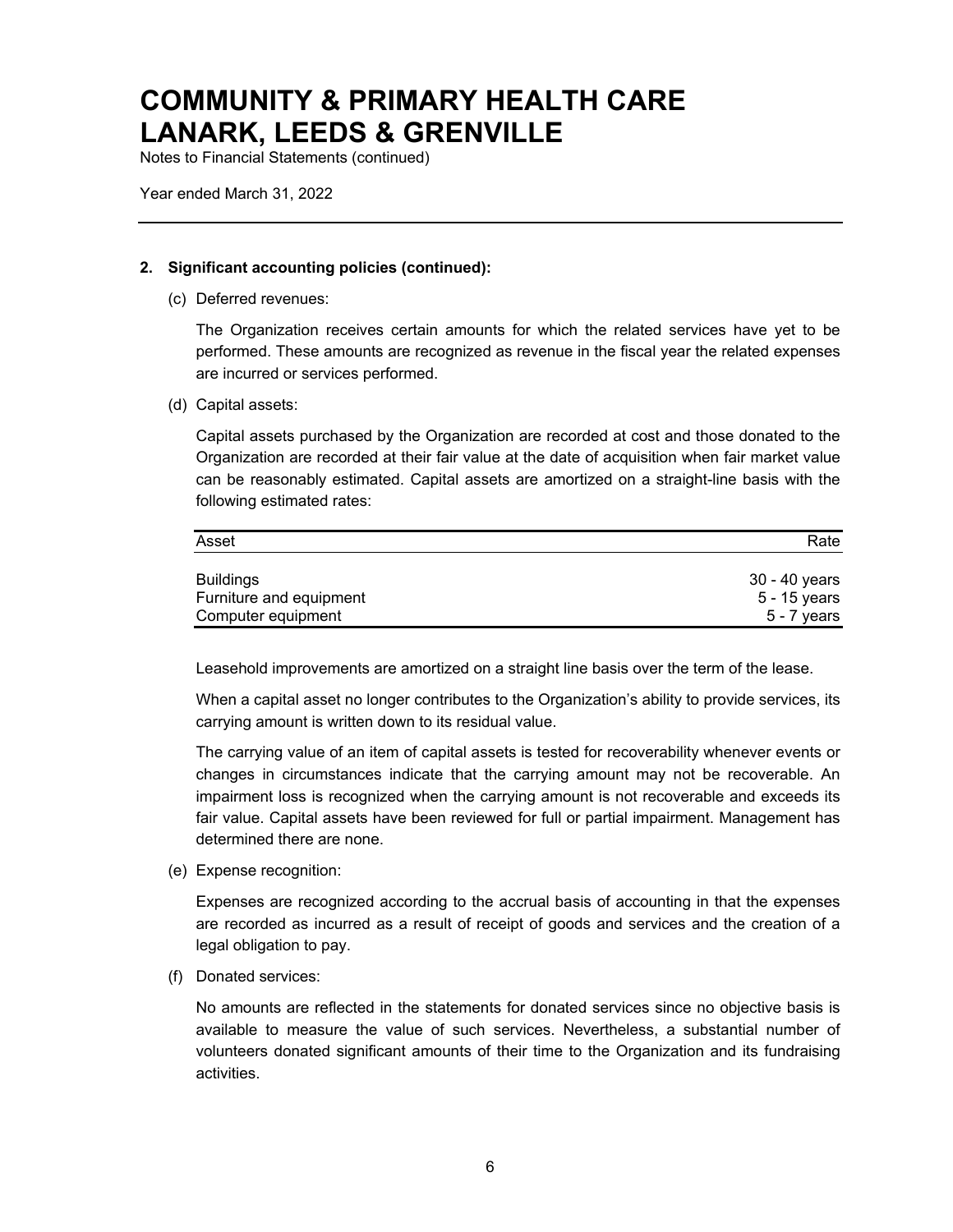# COMMUNITY & PRIMARY HEALTH CARE LANARK, LEEDS & GRENVILLE

Notes to Financial Statements (continued)

Year ended March 31, 2022

## 2. Significant accounting policies (continued):

(c) Deferred revenues:

The Organization receives certain amounts for which the related services have yet to be performed. These amounts are recognized as revenue in the fiscal year the related expenses are incurred or services performed.

(d) Capital assets:

Capital assets purchased by the Organization are recorded at cost and those donated to the Organization are recorded at their fair value at the date of acquisition when fair market value can be reasonably estimated. Capital assets are amortized on a straight-line basis with the following estimated rates:

| Asset | Rate |
|---|---|
| Buildings | 30 - 40 years |
| Furniture and equipment | 5 - 15 years |
| Computer equipment | 5 - 7 years |

Leasehold improvements are amortized on a straight line basis over the term of the lease.

When a capital asset no longer contributes to the Organization's ability to provide services, its carrying amount is written down to its residual value.

The carrying value of an item of capital assets is tested for recoverability whenever events or changes in circumstances indicate that the carrying amount may not be recoverable. An impairment loss is recognized when the carrying amount is not recoverable and exceeds its fair value. Capital assets have been reviewed for full or partial impairment. Management has determined there are none.

(e) Expense recognition:

Expenses are recognized according to the accrual basis of accounting in that the expenses are recorded as incurred as a result of receipt of goods and services and the creation of a legal obligation to pay.

(f) Donated services:

No amounts are reflected in the statements for donated services since no objective basis is available to measure the value of such services. Nevertheless, a substantial number of volunteers donated significant amounts of their time to the Organization and its fundraising activities.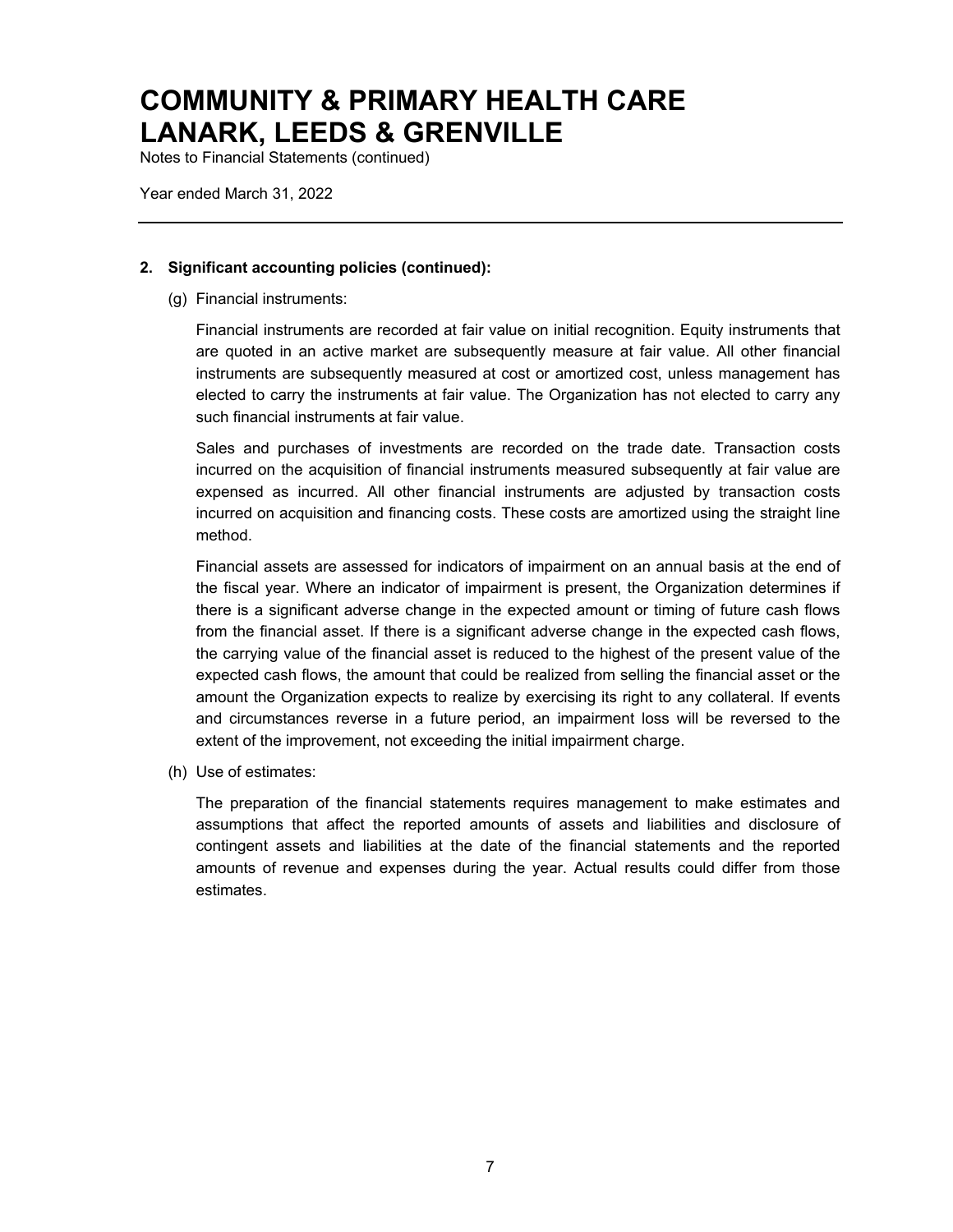# COMMUNITY & PRIMARY HEALTH CARE LANARK, LEEDS & GRENVILLE

Notes to Financial Statements (continued)

Year ended March 31, 2022

---

**2. Significant accounting policies (continued):**

(g) Financial instruments:

Financial instruments are recorded at fair value on initial recognition. Equity instruments that are quoted in an active market are subsequently measure at fair value. All other financial instruments are subsequently measured at cost or amortized cost, unless management has elected to carry the instruments at fair value. The Organization has not elected to carry any such financial instruments at fair value.

Sales and purchases of investments are recorded on the trade date. Transaction costs incurred on the acquisition of financial instruments measured subsequently at fair value are expensed as incurred. All other financial instruments are adjusted by transaction costs incurred on acquisition and financing costs. These costs are amortized using the straight line method.

Financial assets are assessed for indicators of impairment on an annual basis at the end of the fiscal year. Where an indicator of impairment is present, the Organization determines if there is a significant adverse change in the expected amount or timing of future cash flows from the financial asset. If there is a significant adverse change in the expected cash flows, the carrying value of the financial asset is reduced to the highest of the present value of the expected cash flows, the amount that could be realized from selling the financial asset or the amount the Organization expects to realize by exercising its right to any collateral. If events and circumstances reverse in a future period, an impairment loss will be reversed to the extent of the improvement, not exceeding the initial impairment charge.

(h) Use of estimates:

The preparation of the financial statements requires management to make estimates and assumptions that affect the reported amounts of assets and liabilities and disclosure of contingent assets and liabilities at the date of the financial statements and the reported amounts of revenue and expenses during the year. Actual results could differ from those estimates.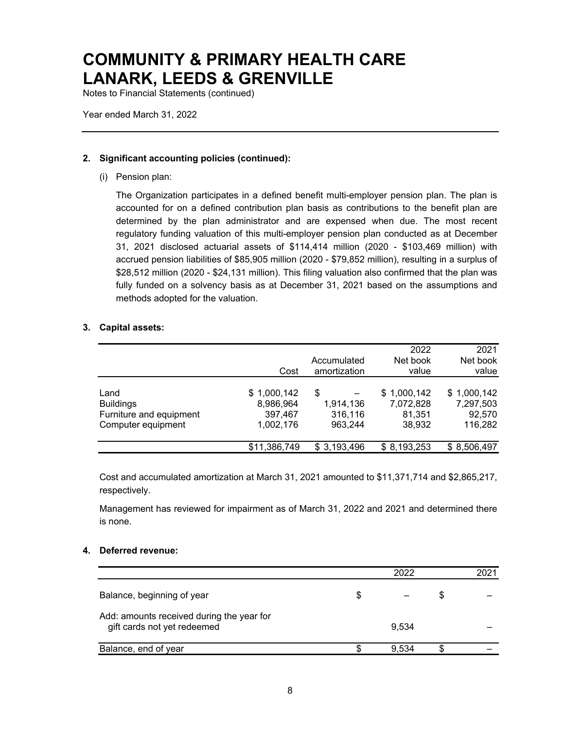# COMMUNITY & PRIMARY HEALTH CARE LANARK, LEEDS & GRENVILLE

Notes to Financial Statements (continued)

Year ended March 31, 2022

## 2. Significant accounting policies (continued):

(i) Pension plan:

The Organization participates in a defined benefit multi-employer pension plan. The plan is accounted for on a defined contribution plan basis as contributions to the benefit plan are determined by the plan administrator and are expensed when due. The most recent regulatory funding valuation of this multi-employer pension plan conducted as at December 31, 2021 disclosed actuarial assets of $114,414 million (2020 - $103,469 million) with accrued pension liabilities of $85,905 million (2020 - $79,852 million), resulting in a surplus of $28,512 million (2020 - $24,131 million). This filing valuation also confirmed that the plan was fully funded on a solvency basis as at December 31, 2021 based on the assumptions and methods adopted for the valuation.

## 3. Capital assets:

| | Cost | Accumulated amortization | 2022 Net book value | 2021 Net book value |
|---|---|---|---|---|
| Land | $ 1,000,142 | $ – | $ 1,000,142 | $ 1,000,142 |
| Buildings | 8,986,964 | 1,914,136 | 7,072,828 | 7,297,503 |
| Furniture and equipment | 397,467 | 316,116 | 81,351 | 92,570 |
| Computer equipment | 1,002,176 | 963,244 | 38,932 | 116,282 |
| | $11,386,749 | $ 3,193,496 | $ 8,193,253 | $ 8,506,497 |

Cost and accumulated amortization at March 31, 2021 amounted to $11,371,714 and $2,865,217, respectively.

Management has reviewed for impairment as of March 31, 2022 and 2021 and determined there is none.

## 4. Deferred revenue:

| | 2022 | 2021 |
|---|---|---|
| Balance, beginning of year | $ – | $ – |
| Add: amounts received during the year for gift cards not yet redeemed | 9,534 | – |
| Balance, end of year | $ 9,534 | $ – |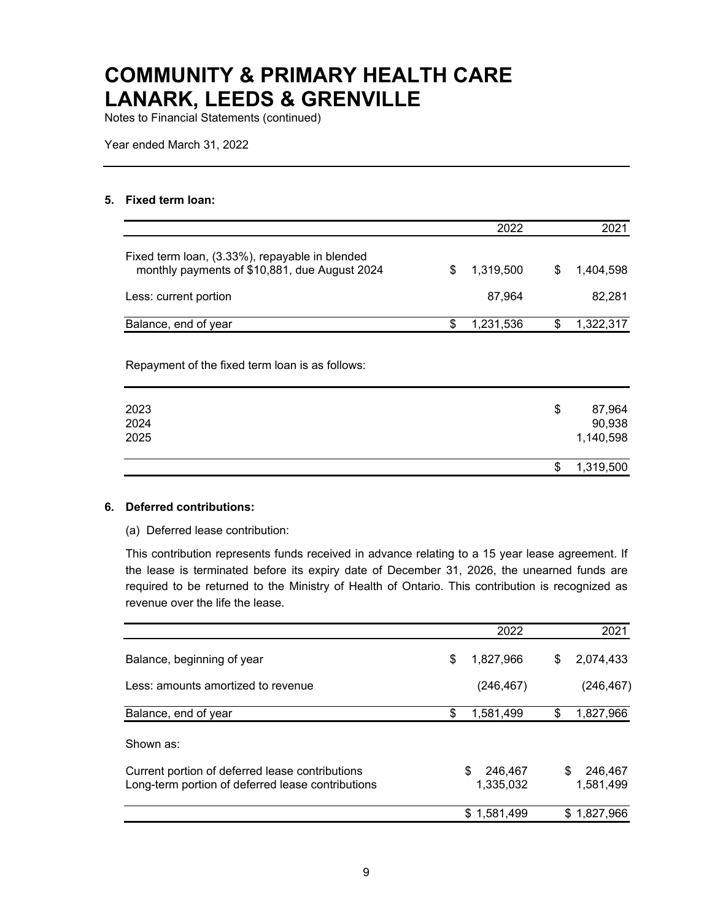# COMMUNITY & PRIMARY HEALTH CARE LANARK, LEEDS & GRENVILLE

Notes to Financial Statements (continued)

Year ended March 31, 2022

## 5. Fixed term loan:

| | 2022 | 2021 |
|---|---|---|
| Fixed term loan, (3.33%), repayable in blended monthly payments of $10,881, due August 2024 | $ 1,319,500 | $ 1,404,598 |
| Less: current portion | 87,964 | 82,281 |
| Balance, end of year | $ 1,231,536 | $ 1,322,317 |

Repayment of the fixed term loan is as follows:

| | |
|---|---|
| 2023 | $ 87,964 |
| 2024 | 90,938 |
| 2025 | 1,140,598 |
| | $ 1,319,500 |

## 6. Deferred contributions:

(a) Deferred lease contribution:

This contribution represents funds received in advance relating to a 15 year lease agreement. If the lease is terminated before its expiry date of December 31, 2026, the unearned funds are required to be returned to the Ministry of Health of Ontario. This contribution is recognized as revenue over the life the lease.

| | 2022 | 2021 |
|---|---|---|
| Balance, beginning of year | $ 1,827,966 | $ 2,074,433 |
| Less: amounts amortized to revenue | (246,467) | (246,467) |
| Balance, end of year | $ 1,581,499 | $ 1,827,966 |
| Shown as: | | |
| Current portion of deferred lease contributions | $ 246,467 | $ 246,467 |
| Long-term portion of deferred lease contributions | 1,335,032 | 1,581,499 |
| | $ 1,581,499 | $ 1,827,966 |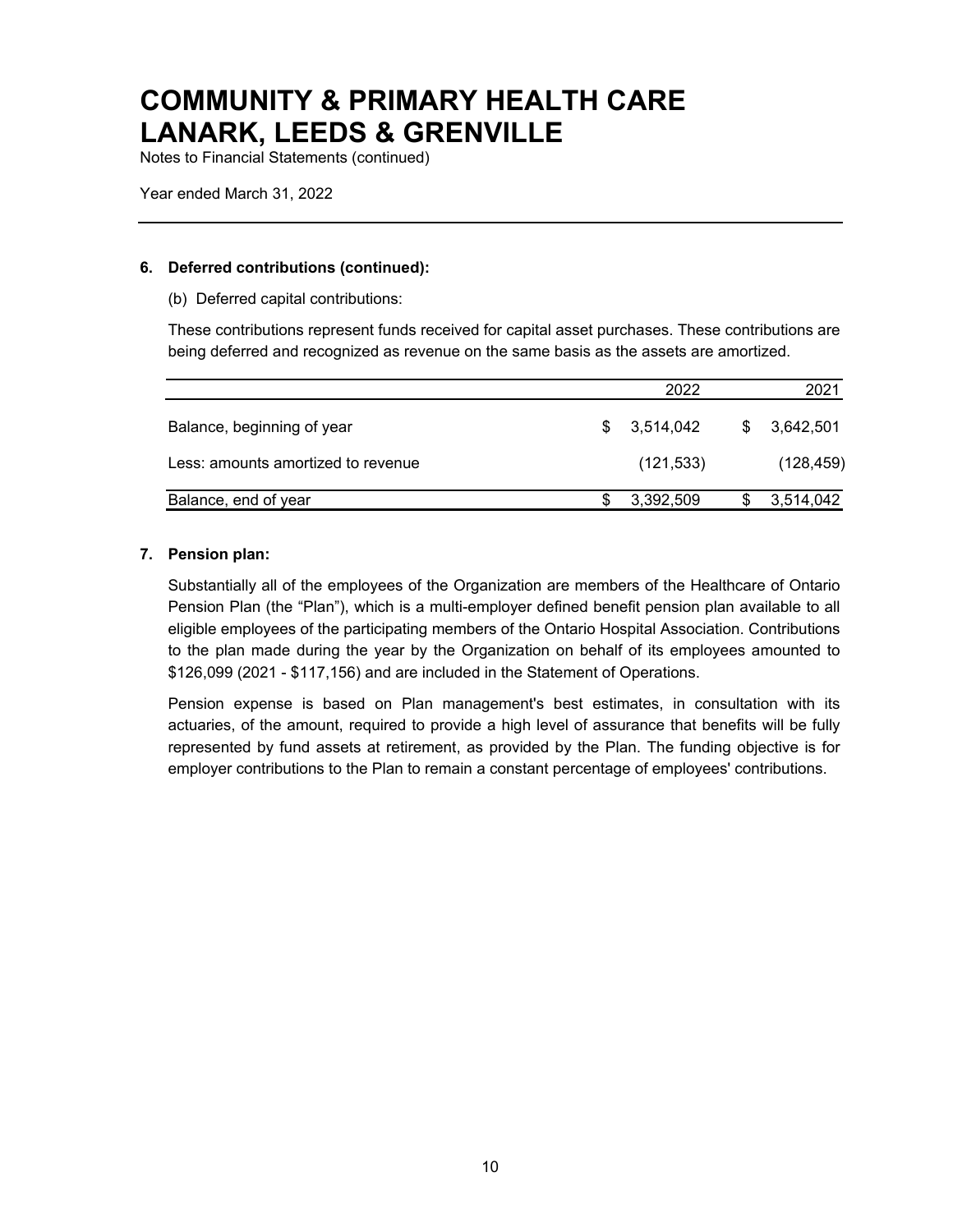# COMMUNITY & PRIMARY HEALTH CARE LANARK, LEEDS & GRENVILLE

Notes to Financial Statements (continued)

Year ended March 31, 2022

**6. Deferred contributions (continued):**

(b) Deferred capital contributions:

These contributions represent funds received for capital asset purchases. These contributions are being deferred and recognized as revenue on the same basis as the assets are amortized.

| | 2022 | 2021 |
|---|---|---|
| Balance, beginning of year | $ 3,514,042 | $ 3,642,501 |
| Less: amounts amortized to revenue | (121,533) | (128,459) |
| Balance, end of year | $ 3,392,509 | $ 3,514,042 |

**7. Pension plan:**

Substantially all of the employees of the Organization are members of the Healthcare of Ontario Pension Plan (the "Plan"), which is a multi-employer defined benefit pension plan available to all eligible employees of the participating members of the Ontario Hospital Association. Contributions to the plan made during the year by the Organization on behalf of its employees amounted to $126,099 (2021 - $117,156) and are included in the Statement of Operations.

Pension expense is based on Plan management's best estimates, in consultation with its actuaries, of the amount, required to provide a high level of assurance that benefits will be fully represented by fund assets at retirement, as provided by the Plan. The funding objective is for employer contributions to the Plan to remain a constant percentage of employees' contributions.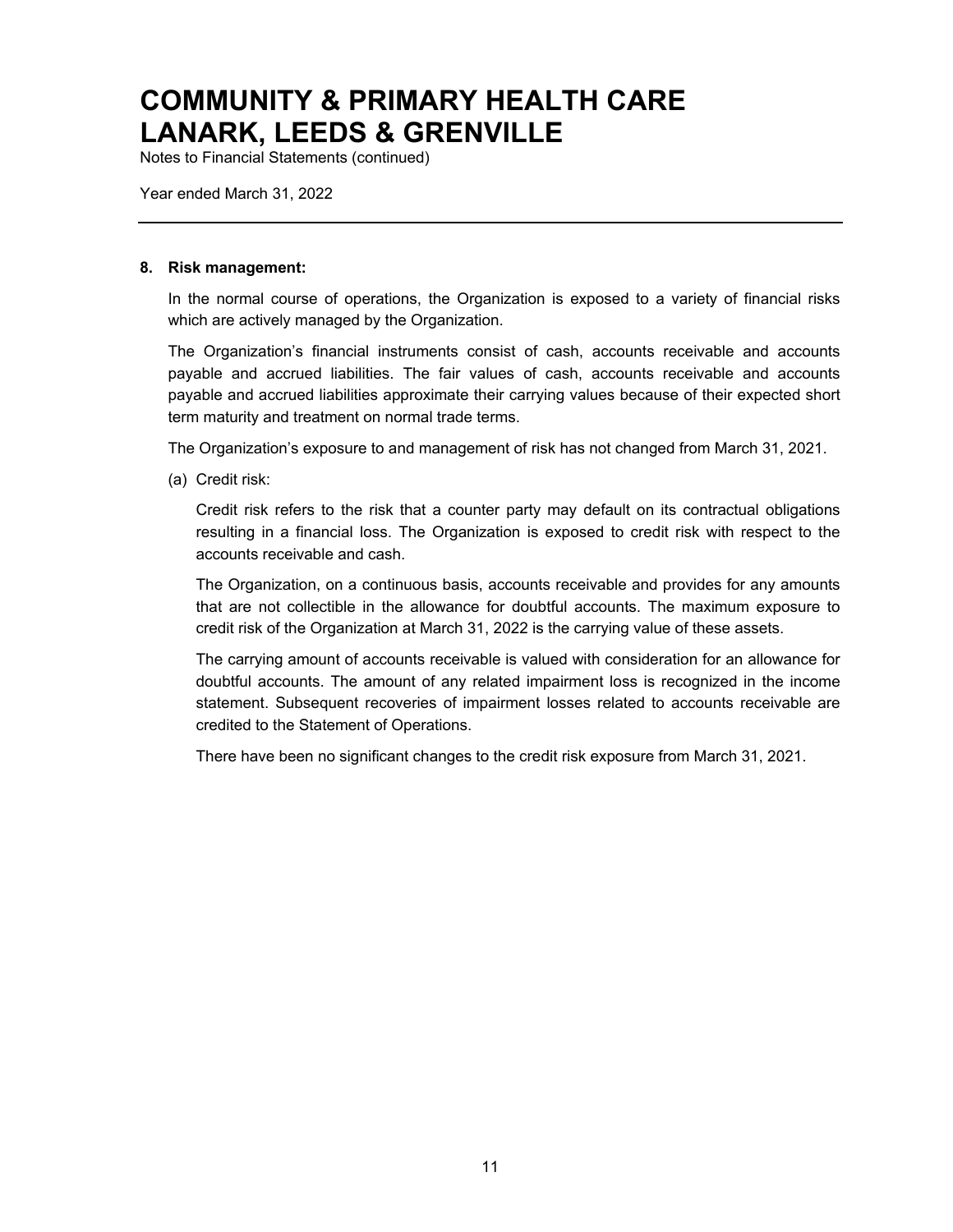# COMMUNITY & PRIMARY HEALTH CARE LANARK, LEEDS & GRENVILLE

Notes to Financial Statements (continued)

Year ended March 31, 2022

---

**8. Risk management:**

In the normal course of operations, the Organization is exposed to a variety of financial risks which are actively managed by the Organization.

The Organization's financial instruments consist of cash, accounts receivable and accounts payable and accrued liabilities. The fair values of cash, accounts receivable and accounts payable and accrued liabilities approximate their carrying values because of their expected short term maturity and treatment on normal trade terms.

The Organization's exposure to and management of risk has not changed from March 31, 2021.

(a) Credit risk:

Credit risk refers to the risk that a counter party may default on its contractual obligations resulting in a financial loss. The Organization is exposed to credit risk with respect to the accounts receivable and cash.

The Organization, on a continuous basis, accounts receivable and provides for any amounts that are not collectible in the allowance for doubtful accounts. The maximum exposure to credit risk of the Organization at March 31, 2022 is the carrying value of these assets.

The carrying amount of accounts receivable is valued with consideration for an allowance for doubtful accounts. The amount of any related impairment loss is recognized in the income statement. Subsequent recoveries of impairment losses related to accounts receivable are credited to the Statement of Operations.

There have been no significant changes to the credit risk exposure from March 31, 2021.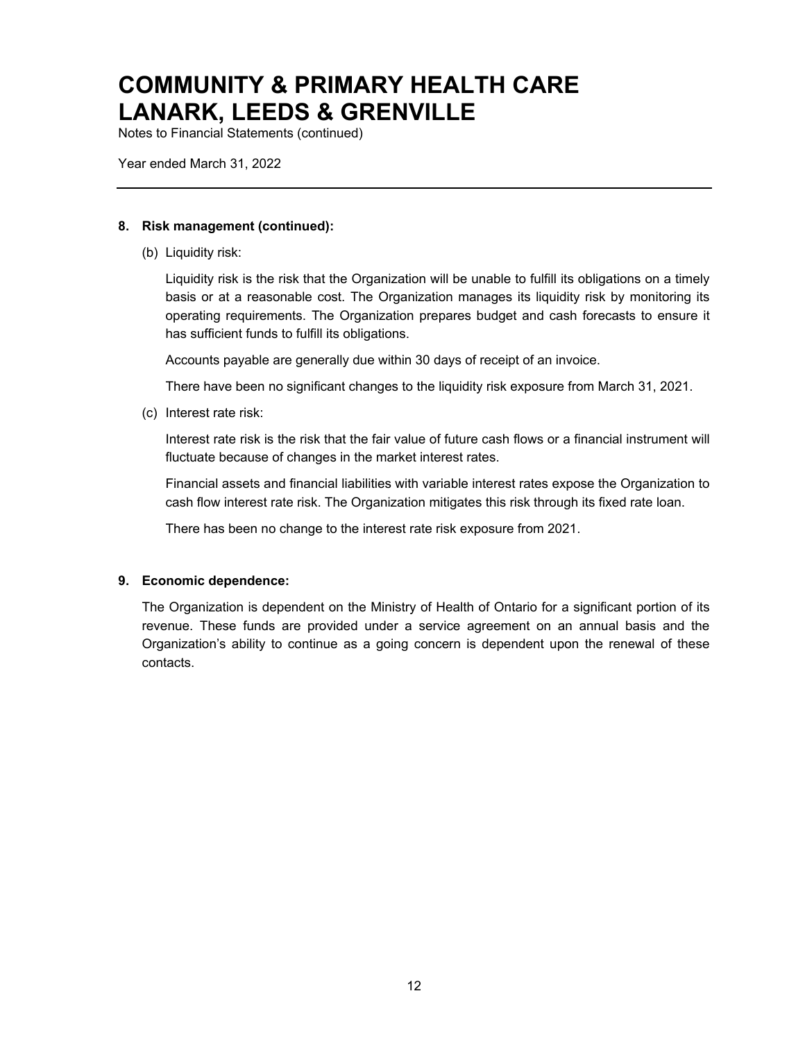# COMMUNITY & PRIMARY HEALTH CARE LANARK, LEEDS & GRENVILLE

Notes to Financial Statements (continued)

Year ended March 31, 2022

---

**8. Risk management (continued):**

(b) Liquidity risk:

Liquidity risk is the risk that the Organization will be unable to fulfill its obligations on a timely basis or at a reasonable cost. The Organization manages its liquidity risk by monitoring its operating requirements. The Organization prepares budget and cash forecasts to ensure it has sufficient funds to fulfill its obligations.

Accounts payable are generally due within 30 days of receipt of an invoice.

There have been no significant changes to the liquidity risk exposure from March 31, 2021.

(c) Interest rate risk:

Interest rate risk is the risk that the fair value of future cash flows or a financial instrument will fluctuate because of changes in the market interest rates.

Financial assets and financial liabilities with variable interest rates expose the Organization to cash flow interest rate risk. The Organization mitigates this risk through its fixed rate loan.

There has been no change to the interest rate risk exposure from 2021.

**9. Economic dependence:**

The Organization is dependent on the Ministry of Health of Ontario for a significant portion of its revenue. These funds are provided under a service agreement on an annual basis and the Organization's ability to continue as a going concern is dependent upon the renewal of these contacts.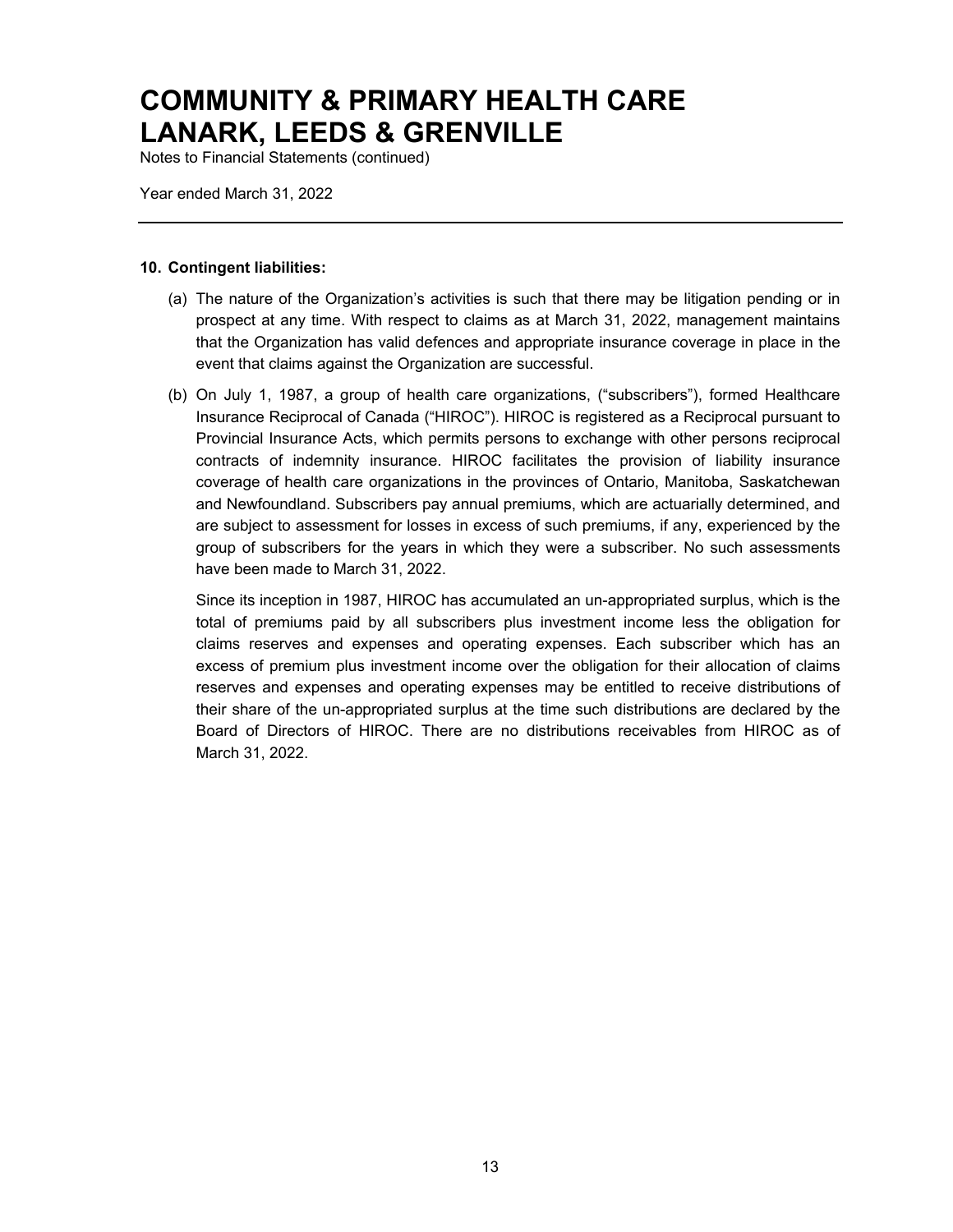# COMMUNITY & PRIMARY HEALTH CARE LANARK, LEEDS & GRENVILLE

Notes to Financial Statements (continued)

Year ended March 31, 2022

---

**10. Contingent liabilities:**

(a) The nature of the Organization's activities is such that there may be litigation pending or in prospect at any time. With respect to claims as at March 31, 2022, management maintains that the Organization has valid defences and appropriate insurance coverage in place in the event that claims against the Organization are successful.

(b) On July 1, 1987, a group of health care organizations, ("subscribers"), formed Healthcare Insurance Reciprocal of Canada ("HIROC"). HIROC is registered as a Reciprocal pursuant to Provincial Insurance Acts, which permits persons to exchange with other persons reciprocal contracts of indemnity insurance. HIROC facilitates the provision of liability insurance coverage of health care organizations in the provinces of Ontario, Manitoba, Saskatchewan and Newfoundland. Subscribers pay annual premiums, which are actuarially determined, and are subject to assessment for losses in excess of such premiums, if any, experienced by the group of subscribers for the years in which they were a subscriber. No such assessments have been made to March 31, 2022.

Since its inception in 1987, HIROC has accumulated an un-appropriated surplus, which is the total of premiums paid by all subscribers plus investment income less the obligation for claims reserves and expenses and operating expenses. Each subscriber which has an excess of premium plus investment income over the obligation for their allocation of claims reserves and expenses and operating expenses may be entitled to receive distributions of their share of the un-appropriated surplus at the time such distributions are declared by the Board of Directors of HIROC. There are no distributions receivables from HIROC as of March 31, 2022.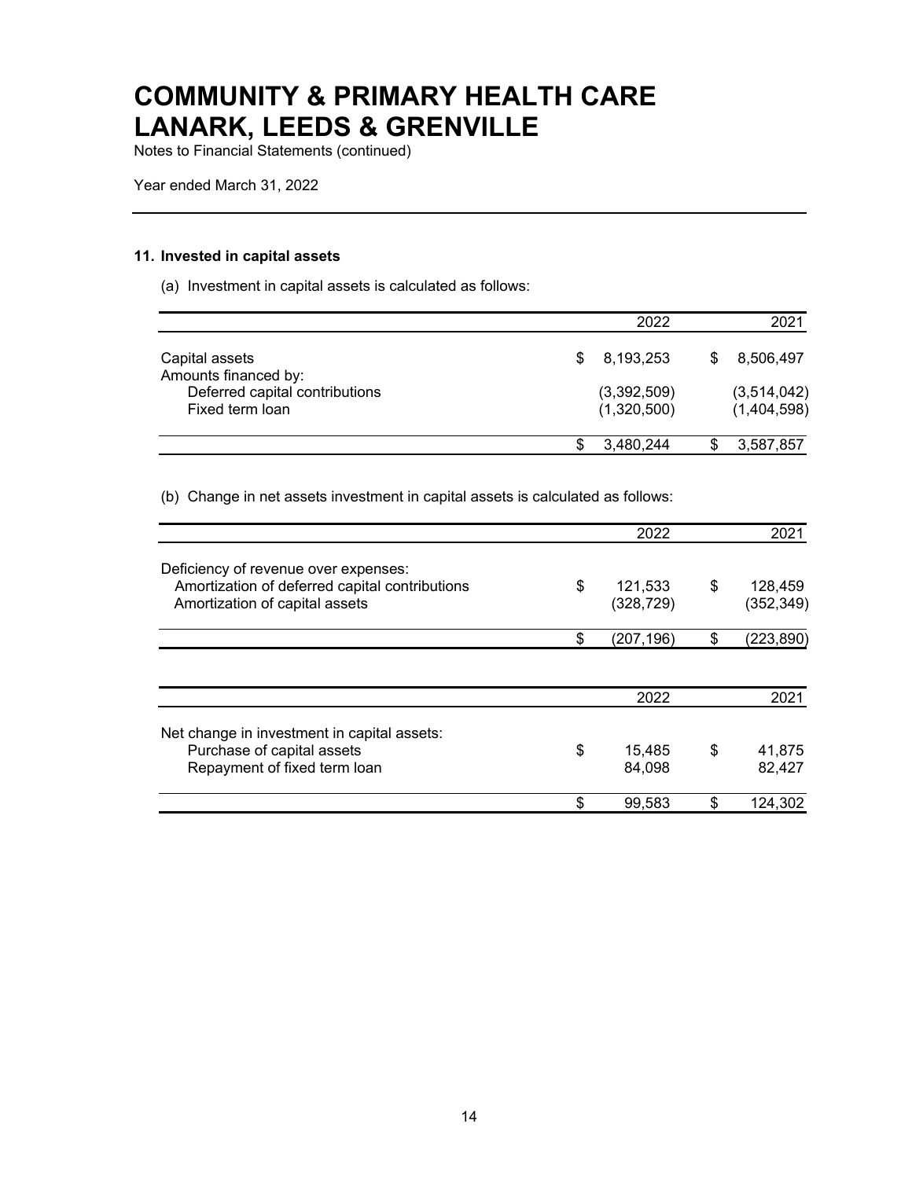# COMMUNITY & PRIMARY HEALTH CARE LANARK, LEEDS & GRENVILLE

Notes to Financial Statements (continued)

Year ended March 31, 2022

## 11. Invested in capital assets

(a) Investment in capital assets is calculated as follows:

| | 2022 | 2021 |
|---|---|---|
| Capital assets | $ 8,193,253 | $ 8,506,497 |
| Amounts financed by: | | |
| Deferred capital contributions | (3,392,509) | (3,514,042) |
| Fixed term loan | (1,320,500) | (1,404,598) |
| | $ 3,480,244 | $ 3,587,857 |

(b) Change in net assets investment in capital assets is calculated as follows:

| | 2022 | 2021 |
|---|---|---|
| Deficiency of revenue over expenses: | | |
| Amortization of deferred capital contributions | $ 121,533 | $ 128,459 |
| Amortization of capital assets | (328,729) | (352,349) |
| | $ (207,196) | $ (223,890) |

| | 2022 | 2021 |
|---|---|---|
| Net change in investment in capital assets: | | |
| Purchase of capital assets | $ 15,485 | $ 41,875 |
| Repayment of fixed term loan | 84,098 | 82,427 |
| | $ 99,583 | $ 124,302 |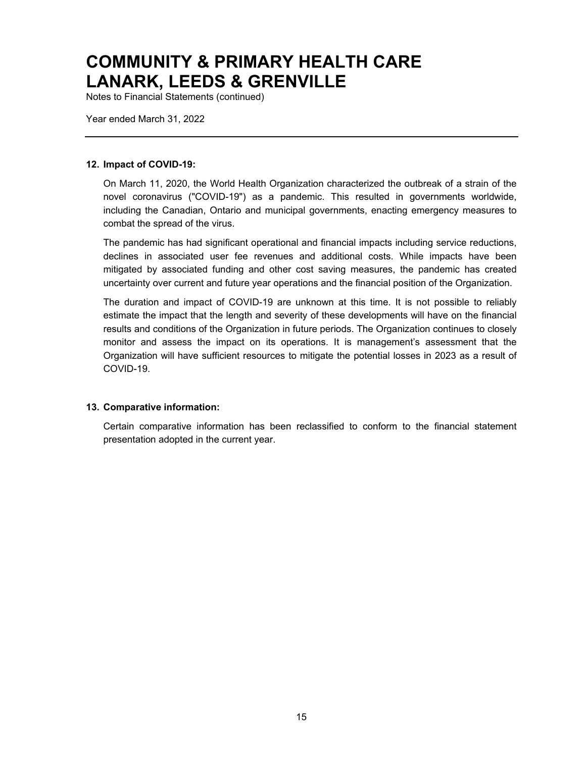# COMMUNITY & PRIMARY HEALTH CARE LANARK, LEEDS & GRENVILLE

Notes to Financial Statements (continued)

Year ended March 31, 2022

---

### 12. Impact of COVID-19:

On March 11, 2020, the World Health Organization characterized the outbreak of a strain of the novel coronavirus ("COVID-19") as a pandemic. This resulted in governments worldwide, including the Canadian, Ontario and municipal governments, enacting emergency measures to combat the spread of the virus.

The pandemic has had significant operational and financial impacts including service reductions, declines in associated user fee revenues and additional costs. While impacts have been mitigated by associated funding and other cost saving measures, the pandemic has created uncertainty over current and future year operations and the financial position of the Organization.

The duration and impact of COVID-19 are unknown at this time. It is not possible to reliably estimate the impact that the length and severity of these developments will have on the financial results and conditions of the Organization in future periods. The Organization continues to closely monitor and assess the impact on its operations. It is management's assessment that the Organization will have sufficient resources to mitigate the potential losses in 2023 as a result of COVID-19.

### 13. Comparative information:

Certain comparative information has been reclassified to conform to the financial statement presentation adopted in the current year.